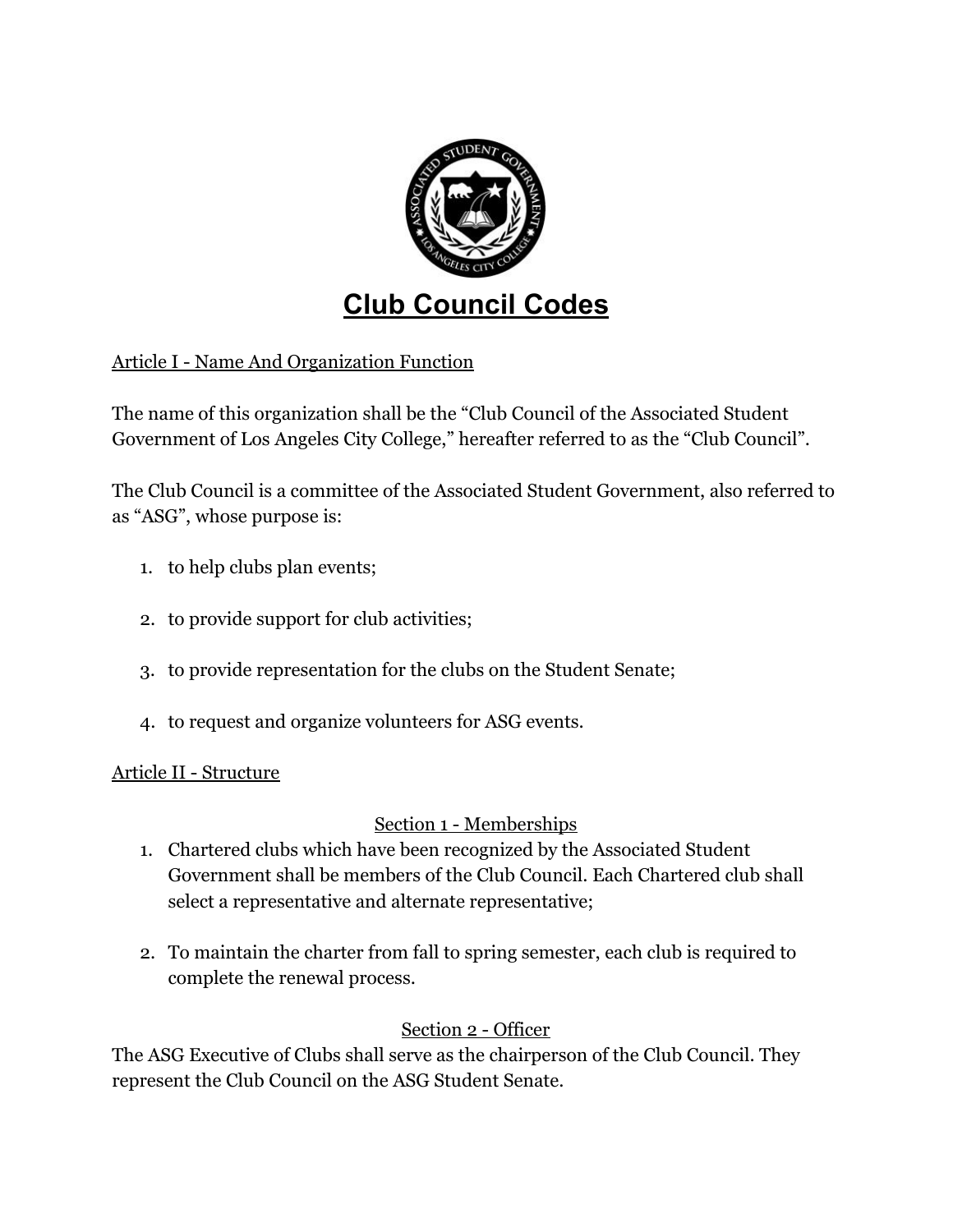# Club Council Codes

## Article I - Name And Organization Function

The name of this organization shall be the "Club Council of the Associated Student Government of Los Angeles City College," hereafter referred to as the "Club Council".

The Club Council is a committee of the Associated Student Government, also referred to as "ASG", whose purpose is:

1. to help clubs plan events;
2. to provide support for club activities;
3. to provide representation for the clubs on the Student Senate;
4. to request and organize volunteers for ASG events.

## Article II - Structure

### Section 1 - Memberships

1. Chartered clubs which have been recognized by the Associated Student Government shall be members of the Club Council. Each Chartered club shall select a representative and alternate representative;
2. To maintain the charter from fall to spring semester, each club is required to complete the renewal process.

### Section 2 - Officer

The ASG Executive of Clubs shall serve as the chairperson of the Club Council. They represent the Club Council on the ASG Student Senate.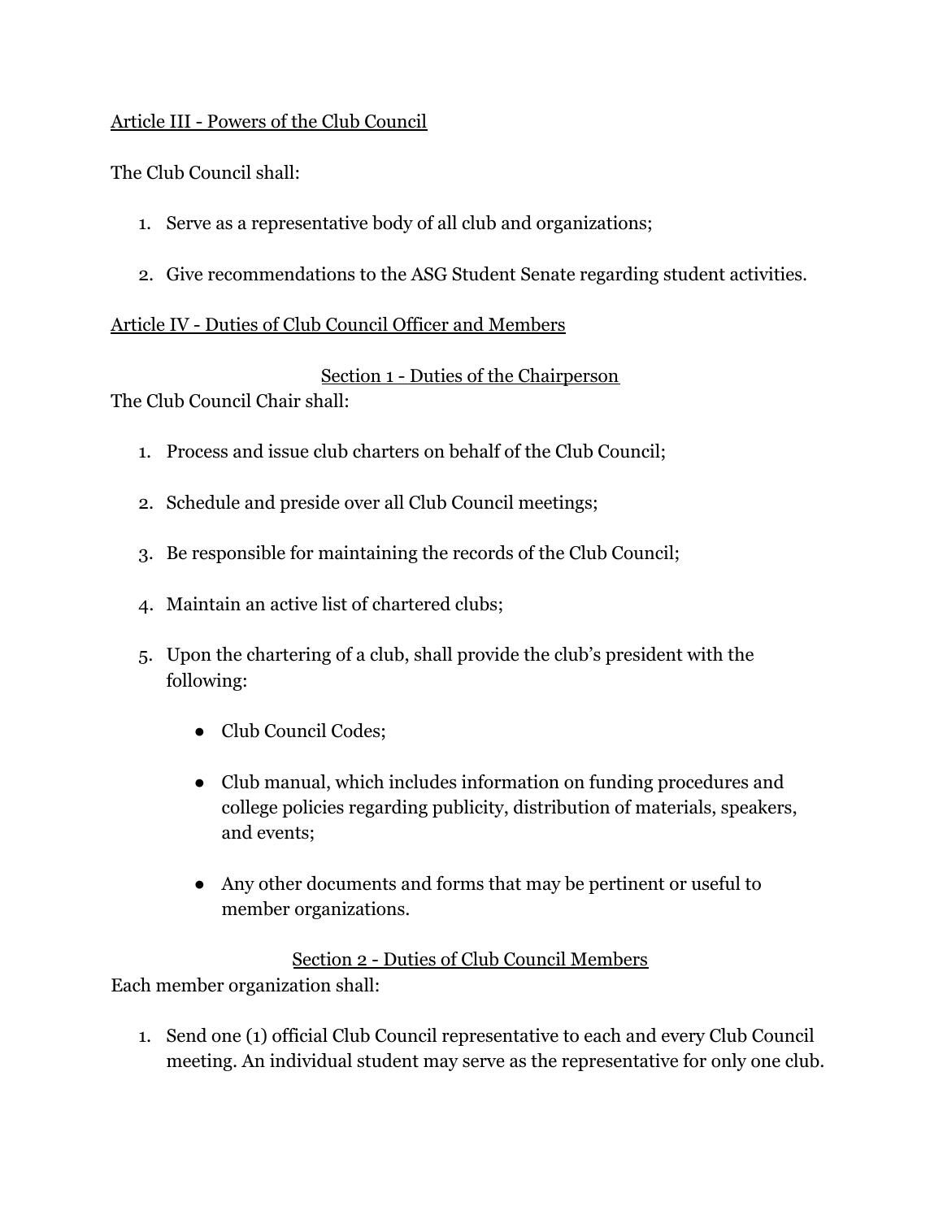## Article III - Powers of the Club Council

The Club Council shall:

1. Serve as a representative body of all club and organizations;
2. Give recommendations to the ASG Student Senate regarding student activities.

## Article IV - Duties of Club Council Officer and Members

### Section 1 - Duties of the Chairperson

The Club Council Chair shall:

1. Process and issue club charters on behalf of the Club Council;
2. Schedule and preside over all Club Council meetings;
3. Be responsible for maintaining the records of the Club Council;
4. Maintain an active list of chartered clubs;
5. Upon the chartering of a club, shall provide the club's president with the following:
   - Club Council Codes;
   - Club manual, which includes information on funding procedures and college policies regarding publicity, distribution of materials, speakers, and events;
   - Any other documents and forms that may be pertinent or useful to member organizations.

### Section 2 - Duties of Club Council Members

Each member organization shall:

1. Send one (1) official Club Council representative to each and every Club Council meeting. An individual student may serve as the representative for only one club.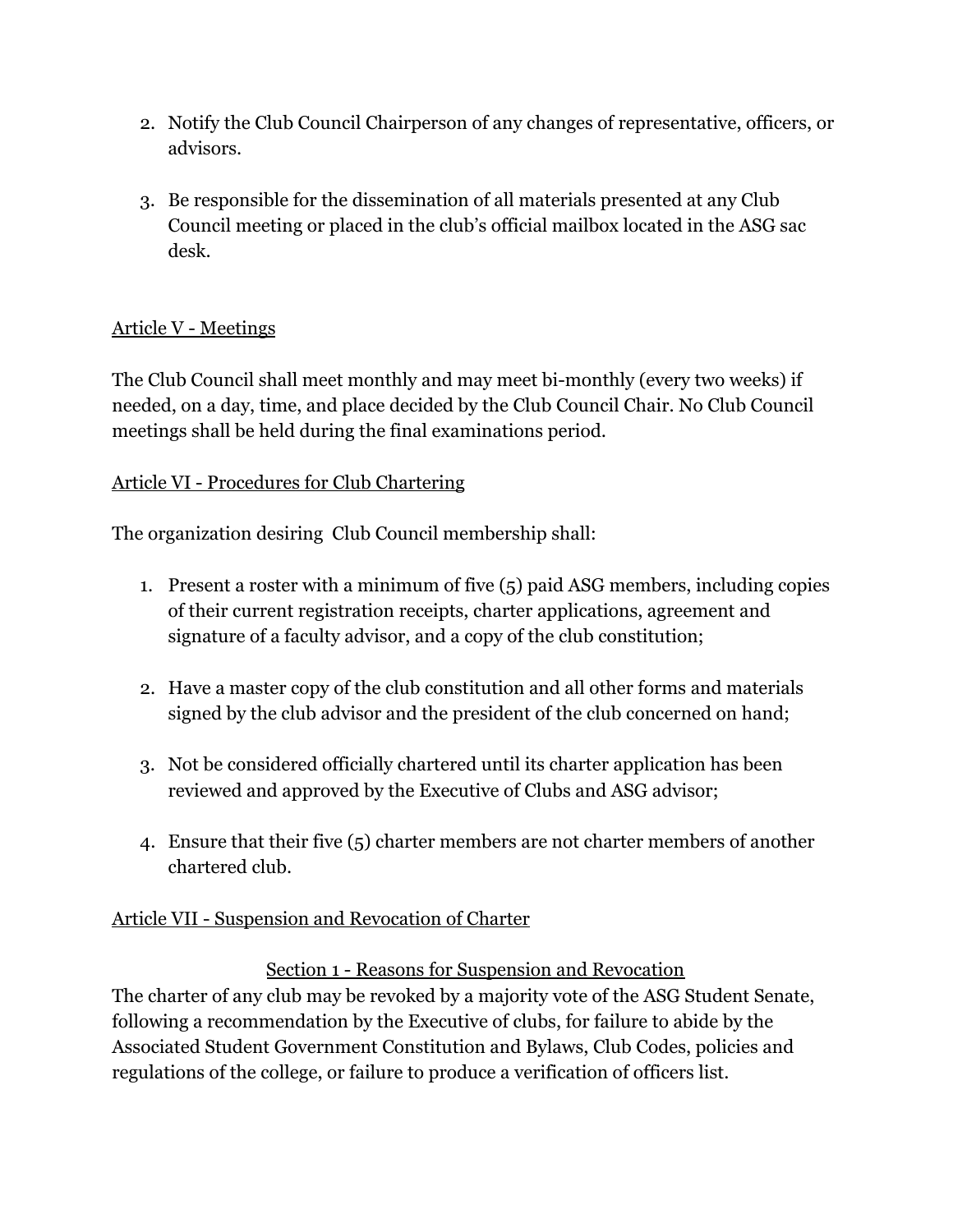2. Notify the Club Council Chairperson of any changes of representative, officers, or advisors.

3. Be responsible for the dissemination of all materials presented at any Club Council meeting or placed in the club's official mailbox located in the ASG sac desk.

Article V - Meetings

The Club Council shall meet monthly and may meet bi-monthly (every two weeks) if needed, on a day, time, and place decided by the Club Council Chair. No Club Council meetings shall be held during the final examinations period.

Article VI - Procedures for Club Chartering

The organization desiring  Club Council membership shall:

1. Present a roster with a minimum of five (5) paid ASG members, including copies of their current registration receipts, charter applications, agreement and signature of a faculty advisor, and a copy of the club constitution;

2. Have a master copy of the club constitution and all other forms and materials signed by the club advisor and the president of the club concerned on hand;

3. Not be considered officially chartered until its charter application has been reviewed and approved by the Executive of Clubs and ASG advisor;

4. Ensure that their five (5) charter members are not charter members of another chartered club.

Article VII - Suspension and Revocation of Charter

Section 1 - Reasons for Suspension and Revocation

The charter of any club may be revoked by a majority vote of the ASG Student Senate, following a recommendation by the Executive of clubs, for failure to abide by the Associated Student Government Constitution and Bylaws, Club Codes, policies and regulations of the college, or failure to produce a verification of officers list.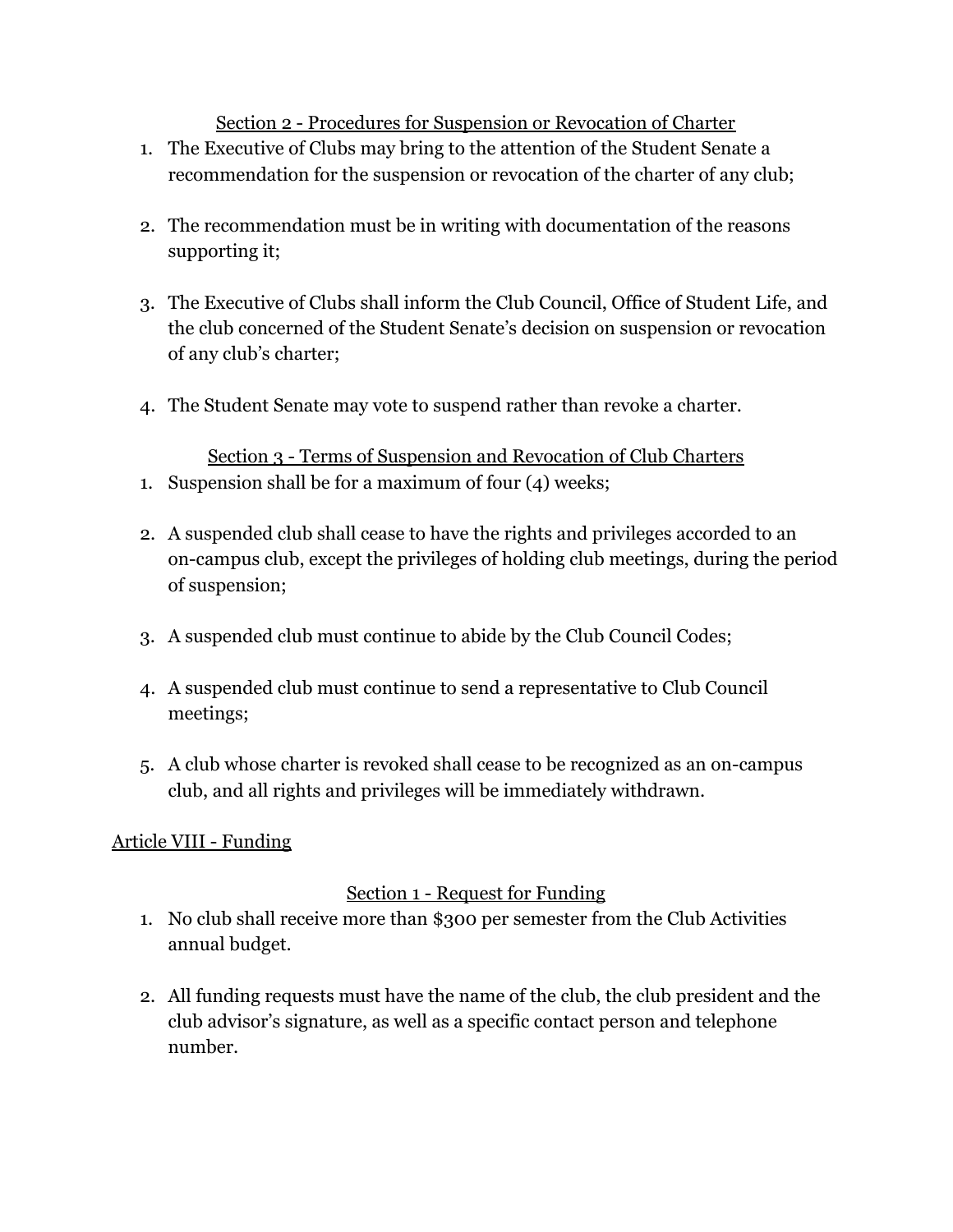### Section 2 - Procedures for Suspension or Revocation of Charter

1. The Executive of Clubs may bring to the attention of the Student Senate a recommendation for the suspension or revocation of the charter of any club;

2. The recommendation must be in writing with documentation of the reasons supporting it;

3. The Executive of Clubs shall inform the Club Council, Office of Student Life, and the club concerned of the Student Senate's decision on suspension or revocation of any club's charter;

4. The Student Senate may vote to suspend rather than revoke a charter.

### Section 3 - Terms of Suspension and Revocation of Club Charters

1. Suspension shall be for a maximum of four (4) weeks;

2. A suspended club shall cease to have the rights and privileges accorded to an on-campus club, except the privileges of holding club meetings, during the period of suspension;

3. A suspended club must continue to abide by the Club Council Codes;

4. A suspended club must continue to send a representative to Club Council meetings;

5. A club whose charter is revoked shall cease to be recognized as an on-campus club, and all rights and privileges will be immediately withdrawn.

## Article VIII - Funding

### Section 1 - Request for Funding

1. No club shall receive more than $300 per semester from the Club Activities annual budget.

2. All funding requests must have the name of the club, the club president and the club advisor's signature, as well as a specific contact person and telephone number.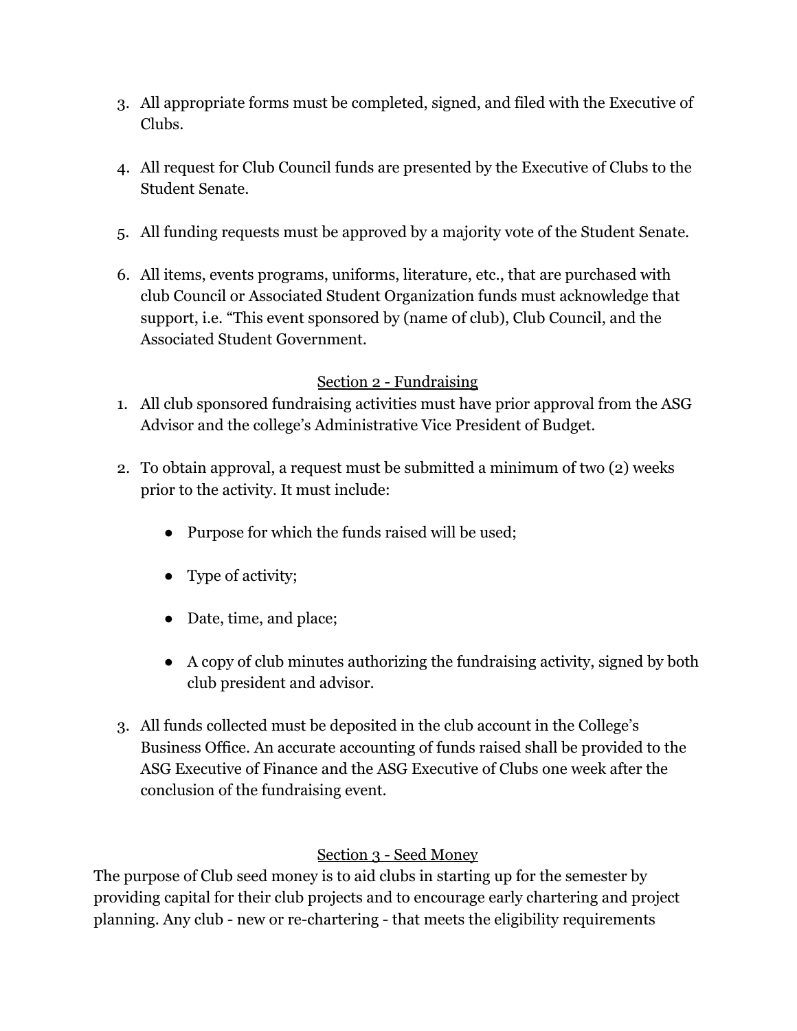3. All appropriate forms must be completed, signed, and filed with the Executive of Clubs.

4. All request for Club Council funds are presented by the Executive of Clubs to the Student Senate.

5. All funding requests must be approved by a majority vote of the Student Senate.

6. All items, events programs, uniforms, literature, etc., that are purchased with club Council or Associated Student Organization funds must acknowledge that support, i.e. "This event sponsored by (name of club), Club Council, and the Associated Student Government.

<u>Section 2 - Fundraising</u>

1. All club sponsored fundraising activities must have prior approval from the ASG Advisor and the college's Administrative Vice President of Budget.

2. To obtain approval, a request must be submitted a minimum of two (2) weeks prior to the activity. It must include:

    - Purpose for which the funds raised will be used;

    - Type of activity;

    - Date, time, and place;

    - A copy of club minutes authorizing the fundraising activity, signed by both club president and advisor.

3. All funds collected must be deposited in the club account in the College's Business Office. An accurate accounting of funds raised shall be provided to the ASG Executive of Finance and the ASG Executive of Clubs one week after the conclusion of the fundraising event.

<u>Section 3 - Seed Money</u>

The purpose of Club seed money is to aid clubs in starting up for the semester by providing capital for their club projects and to encourage early chartering and project planning. Any club - new or re-chartering - that meets the eligibility requirements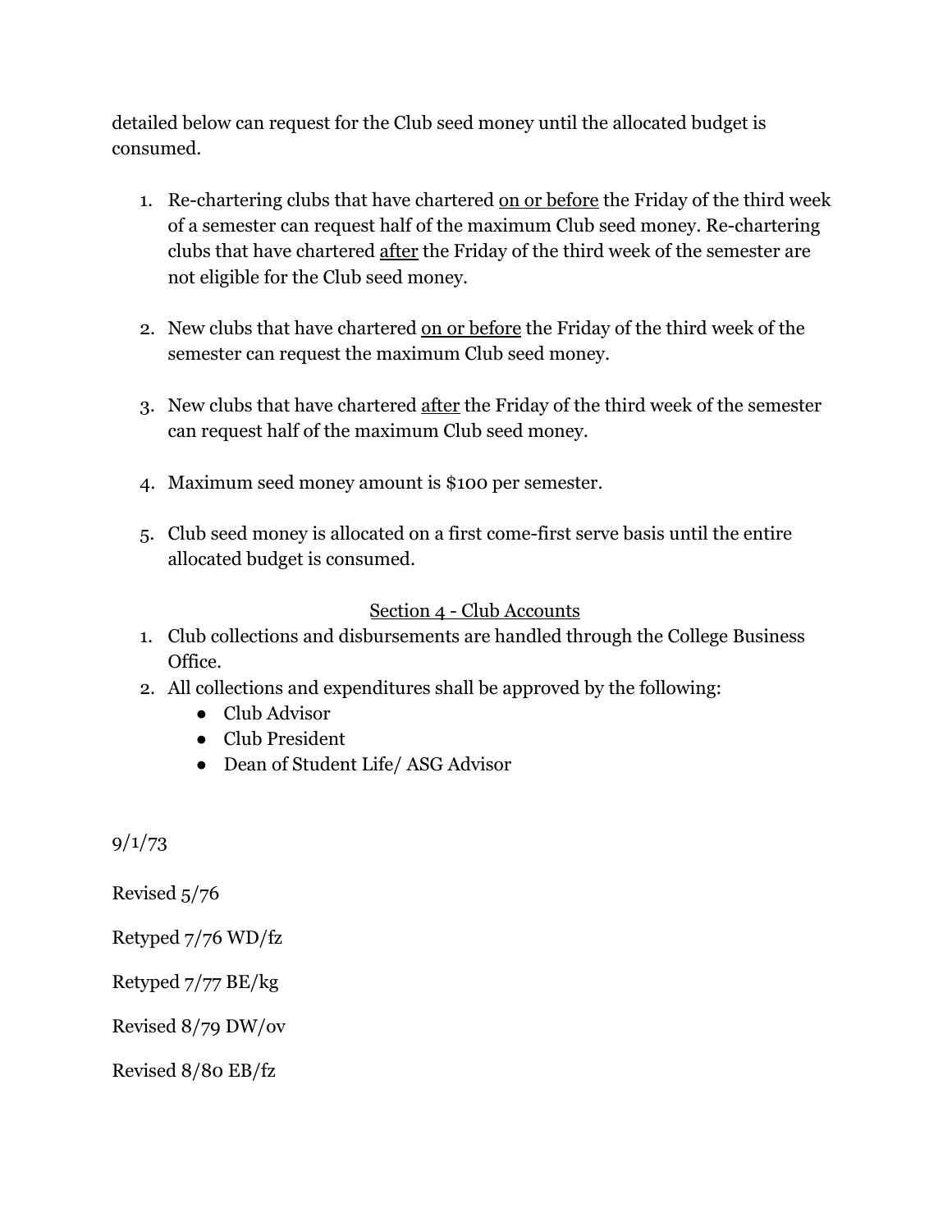detailed below can request for the Club seed money until the allocated budget is consumed.

1. Re-chartering clubs that have chartered <u>on or before</u> the Friday of the third week of a semester can request half of the maximum Club seed money. Re-chartering clubs that have chartered <u>after</u> the Friday of the third week of the semester are not eligible for the Club seed money.

2. New clubs that have chartered <u>on or before</u> the Friday of the third week of the semester can request the maximum Club seed money.

3. New clubs that have chartered <u>after</u> the Friday of the third week of the semester can request half of the maximum Club seed money.

4. Maximum seed money amount is $100 per semester.

5. Club seed money is allocated on a first come-first serve basis until the entire allocated budget is consumed.

## <u>Section 4 - Club Accounts</u>

1. Club collections and disbursements are handled through the College Business Office.
2. All collections and expenditures shall be approved by the following:
   - Club Advisor
   - Club President
   - Dean of Student Life/ ASG Advisor

9/1/73

Revised 5/76

Retyped 7/76 WD/fz

Retyped 7/77 BE/kg

Revised 8/79 DW/ov

Revised 8/80 EB/fz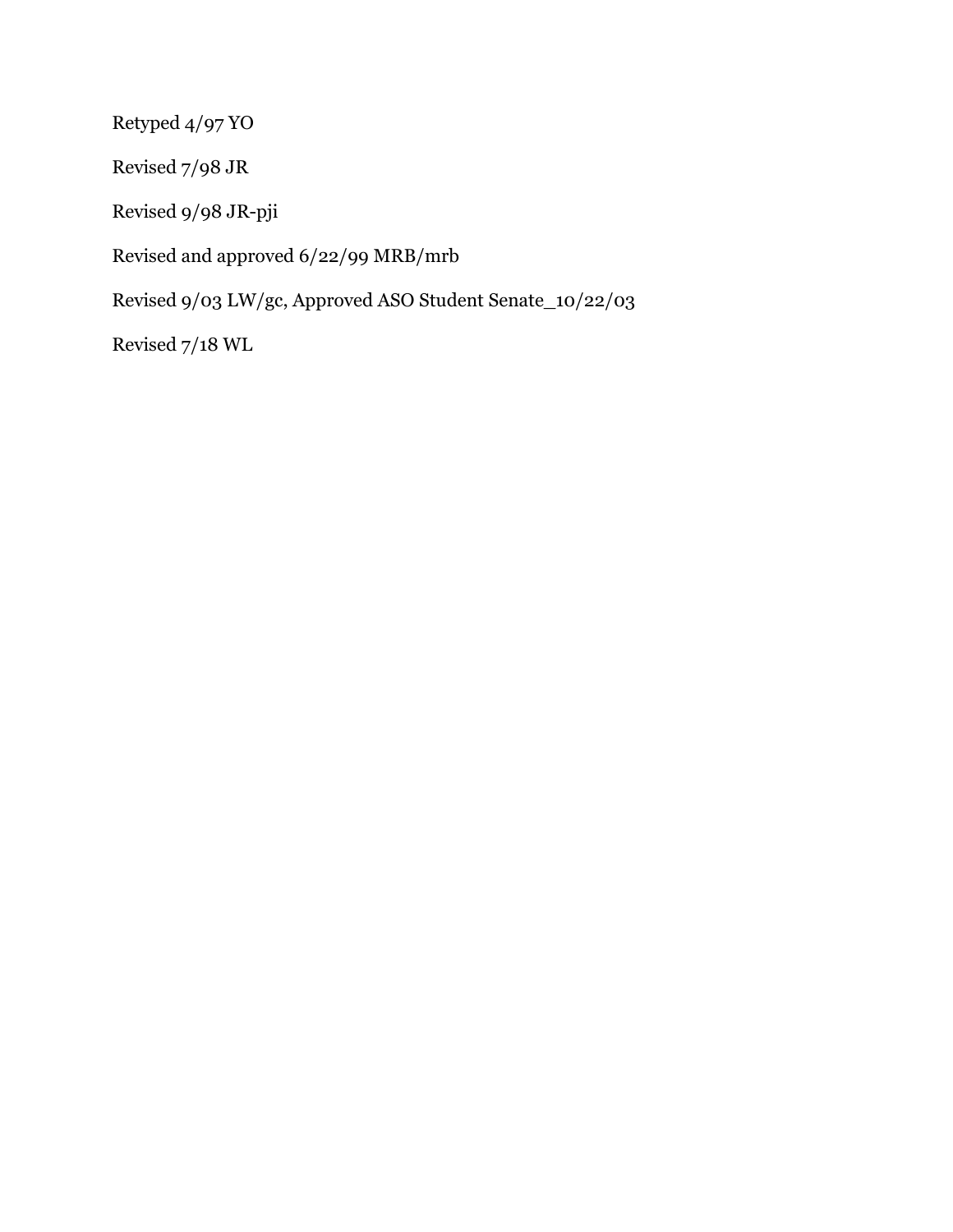Retyped 4/97 YO

Revised 7/98 JR

Revised 9/98 JR-pji

Revised and approved 6/22/99 MRB/mrb

Revised 9/03 LW/gc, Approved ASO Student Senate_10/22/03

Revised 7/18 WL